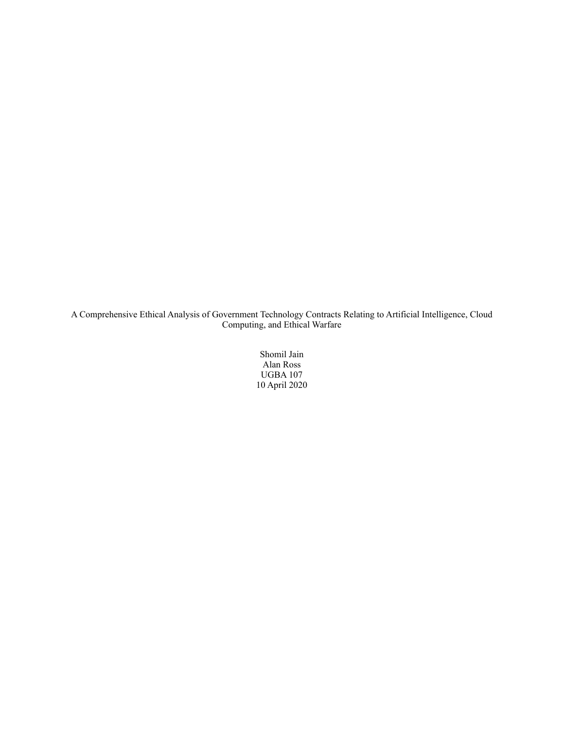# A Comprehensive Ethical Analysis of Government Technology Contracts Relating to Artificial Intelligence, Cloud Computing, and Ethical Warfare

Shomil Jain
Alan Ross
UGBA 107
10 April 2020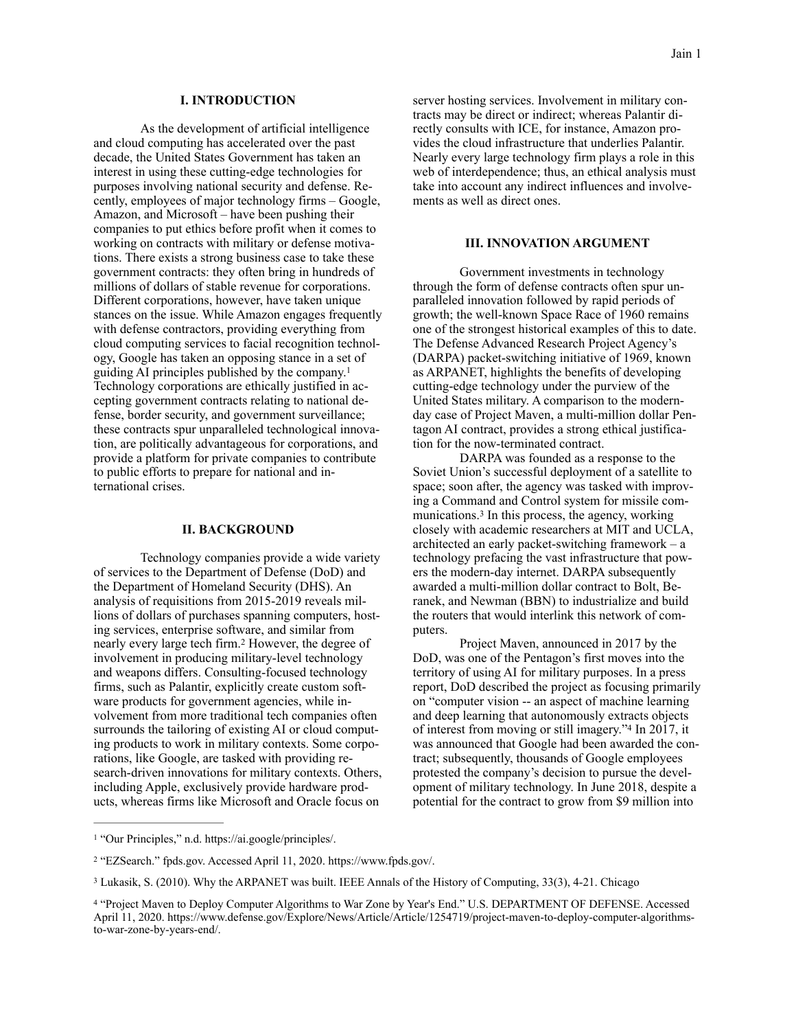## I. INTRODUCTION

As the development of artificial intelligence and cloud computing has accelerated over the past decade, the United States Government has taken an interest in using these cutting-edge technologies for purposes involving national security and defense. Recently, employees of major technology firms – Google, Amazon, and Microsoft – have been pushing their companies to put ethics before profit when it comes to working on contracts with military or defense motivations. There exists a strong business case to take these government contracts: they often bring in hundreds of millions of dollars of stable revenue for corporations. Different corporations, however, have taken unique stances on the issue. While Amazon engages frequently with defense contractors, providing everything from cloud computing services to facial recognition technology, Google has taken an opposing stance in a set of guiding AI principles published by the company.[1] Technology corporations are ethically justified in accepting government contracts relating to national defense, border security, and government surveillance; these contracts spur unparalleled technological innovation, are politically advantageous for corporations, and provide a platform for private companies to contribute to public efforts to prepare for national and international crises.

## II. BACKGROUND

Technology companies provide a wide variety of services to the Department of Defense (DoD) and the Department of Homeland Security (DHS). An analysis of requisitions from 2015-2019 reveals millions of dollars of purchases spanning computers, hosting services, enterprise software, and similar from nearly every large tech firm.[2] However, the degree of involvement in producing military-level technology and weapons differs. Consulting-focused technology firms, such as Palantir, explicitly create custom software products for government agencies, while involvement from more traditional tech companies often surrounds the tailoring of existing AI or cloud computing products to work in military contexts. Some corporations, like Google, are tasked with providing research-driven innovations for military contexts. Others, including Apple, exclusively provide hardware products, whereas firms like Microsoft and Oracle focus on server hosting services. Involvement in military contracts may be direct or indirect; whereas Palantir directly consults with ICE, for instance, Amazon provides the cloud infrastructure that underlies Palantir. Nearly every large technology firm plays a role in this web of interdependence; thus, an ethical analysis must take into account any indirect influences and involvements as well as direct ones.

## III. INNOVATION ARGUMENT

Government investments in technology through the form of defense contracts often spur unparalleled innovation followed by rapid periods of growth; the well-known Space Race of 1960 remains one of the strongest historical examples of this to date. The Defense Advanced Research Project Agency's (DARPA) packet-switching initiative of 1969, known as ARPANET, highlights the benefits of developing cutting-edge technology under the purview of the United States military. A comparison to the modern-day case of Project Maven, a multi-million dollar Pentagon AI contract, provides a strong ethical justification for the now-terminated contract.

DARPA was founded as a response to the Soviet Union's successful deployment of a satellite to space; soon after, the agency was tasked with improving a Command and Control system for missile communications.[3] In this process, the agency, working closely with academic researchers at MIT and UCLA, architected an early packet-switching framework – a technology prefacing the vast infrastructure that powers the modern-day internet. DARPA subsequently awarded a multi-million dollar contract to Bolt, Beranek, and Newman (BBN) to industrialize and build the routers that would interlink this network of computers.

Project Maven, announced in 2017 by the DoD, was one of the Pentagon's first moves into the territory of using AI for military purposes. In a press report, DoD described the project as focusing primarily on "computer vision -- an aspect of machine learning and deep learning that autonomously extracts objects of interest from moving or still imagery."[4] In 2017, it was announced that Google had been awarded the contract; subsequently, thousands of Google employees protested the company's decision to pursue the development of military technology. In June 2018, despite a potential for the contract to grow from $9 million into

---

[1] "Our Principles," n.d. https://ai.google/principles/.

[2] "EZSearch." fpds.gov. Accessed April 11, 2020. https://www.fpds.gov/.

[3] Lukasik, S. (2010). Why the ARPANET was built. IEEE Annals of the History of Computing, 33(3), 4-21. Chicago

[4] "Project Maven to Deploy Computer Algorithms to War Zone by Year's End." U.S. DEPARTMENT OF DEFENSE. Accessed April 11, 2020. https://www.defense.gov/Explore/News/Article/Article/1254719/project-maven-to-deploy-computer-algorithms-to-war-zone-by-years-end/.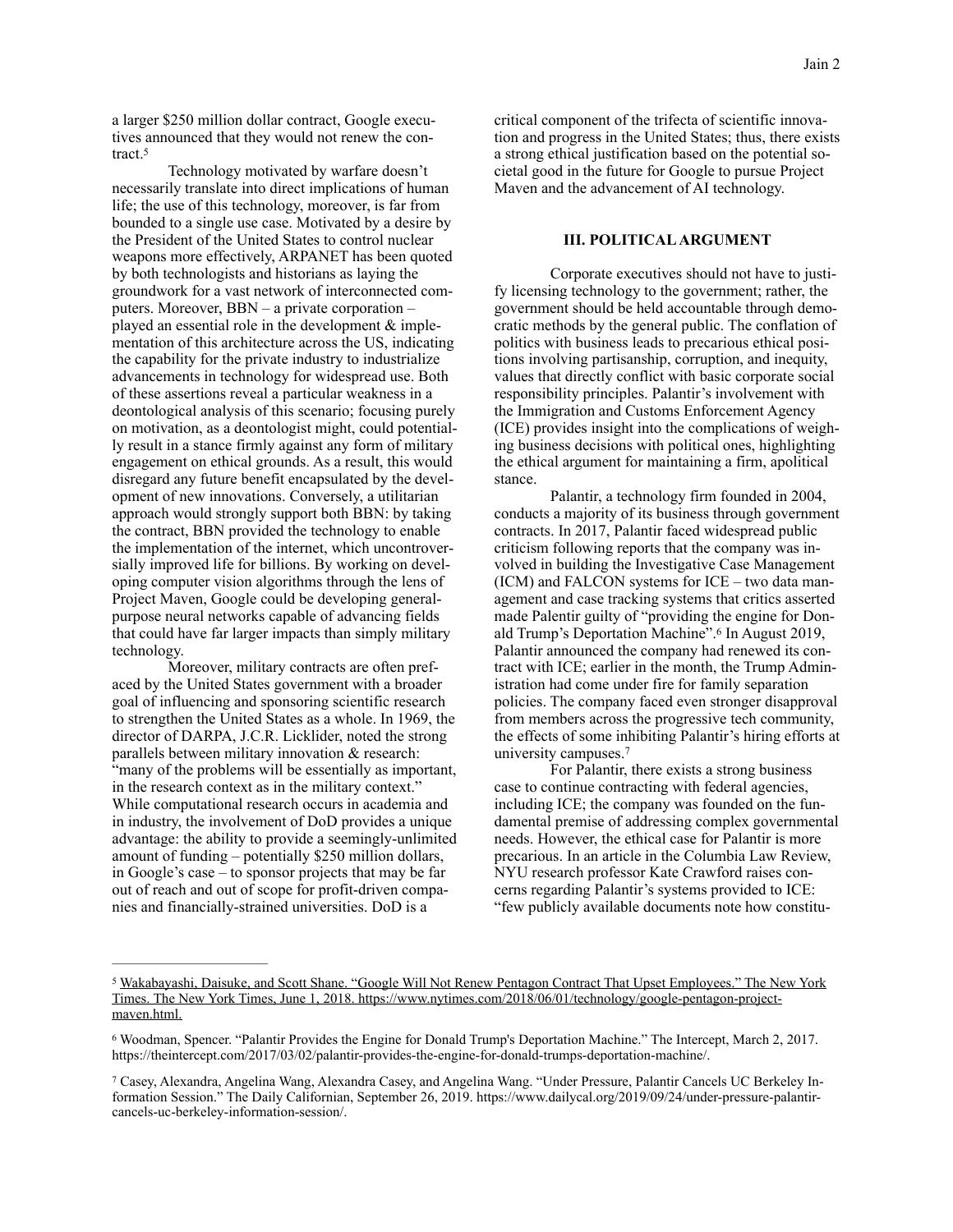a larger $250 million dollar contract, Google executives announced that they would not renew the contract.[5]

Technology motivated by warfare doesn't necessarily translate into direct implications of human life; the use of this technology, moreover, is far from bounded to a single use case. Motivated by a desire by the President of the United States to control nuclear weapons more effectively, ARPANET has been quoted by both technologists and historians as laying the groundwork for a vast network of interconnected computers. Moreover, BBN – a private corporation – played an essential role in the development & implementation of this architecture across the US, indicating the capability for the private industry to industrialize advancements in technology for widespread use. Both of these assertions reveal a particular weakness in a deontological analysis of this scenario; focusing purely on motivation, as a deontologist might, could potentially result in a stance firmly against any form of military engagement on ethical grounds. As a result, this would disregard any future benefit encapsulated by the development of new innovations. Conversely, a utilitarian approach would strongly support both BBN: by taking the contract, BBN provided the technology to enable the implementation of the internet, which uncontroversially improved life for billions. By working on developing computer vision algorithms through the lens of Project Maven, Google could be developing general-purpose neural networks capable of advancing fields that could have far larger impacts than simply military technology.

Moreover, military contracts are often prefaced by the United States government with a broader goal of influencing and sponsoring scientific research to strengthen the United States as a whole. In 1969, the director of DARPA, J.C.R. Licklider, noted the strong parallels between military innovation & research: "many of the problems will be essentially as important, in the research context as in the military context." While computational research occurs in academia and in industry, the involvement of DoD provides a unique advantage: the ability to provide a seemingly-unlimited amount of funding – potentially $250 million dollars, in Google's case – to sponsor projects that may be far out of reach and out of scope for profit-driven companies and financially-strained universities. DoD is a critical component of the trifecta of scientific innovation and progress in the United States; thus, there exists a strong ethical justification based on the potential societal good in the future for Google to pursue Project Maven and the advancement of AI technology.

### III. POLITICAL ARGUMENT

Corporate executives should not have to justify licensing technology to the government; rather, the government should be held accountable through democratic methods by the general public. The conflation of politics with business leads to precarious ethical positions involving partisanship, corruption, and inequity, values that directly conflict with basic corporate social responsibility principles. Palantir's involvement with the Immigration and Customs Enforcement Agency (ICE) provides insight into the complications of weighing business decisions with political ones, highlighting the ethical argument for maintaining a firm, apolitical stance.

Palantir, a technology firm founded in 2004, conducts a majority of its business through government contracts. In 2017, Palantir faced widespread public criticism following reports that the company was involved in building the Investigative Case Management (ICM) and FALCON systems for ICE – two data management and case tracking systems that critics asserted made Palentir guilty of "providing the engine for Donald Trump's Deportation Machine".[6] In August 2019, Palantir announced the company had renewed its contract with ICE; earlier in the month, the Trump Administration had come under fire for family separation policies. The company faced even stronger disapproval from members across the progressive tech community, the effects of some inhibiting Palantir's hiring efforts at university campuses.[7]

For Palantir, there exists a strong business case to continue contracting with federal agencies, including ICE; the company was founded on the fundamental premise of addressing complex governmental needs. However, the ethical case for Palantir is more precarious. In an article in the Columbia Law Review, NYU research professor Kate Crawford raises concerns regarding Palantir's systems provided to ICE: "few publicly available documents note how constitu-

---

[5] Wakabayashi, Daisuke, and Scott Shane. "Google Will Not Renew Pentagon Contract That Upset Employees." The New York Times. The New York Times, June 1, 2018. https://www.nytimes.com/2018/06/01/technology/google-pentagon-project-maven.html.

[6] Woodman, Spencer. "Palantir Provides the Engine for Donald Trump's Deportation Machine." The Intercept, March 2, 2017. https://theintercept.com/2017/03/02/palantir-provides-the-engine-for-donald-trumps-deportation-machine/.

[7] Casey, Alexandra, Angelina Wang, Alexandra Casey, and Angelina Wang. "Under Pressure, Palantir Cancels UC Berkeley Information Session." The Daily Californian, September 26, 2019. https://www.dailycal.org/2019/09/24/under-pressure-palantir-cancels-uc-berkeley-information-session/.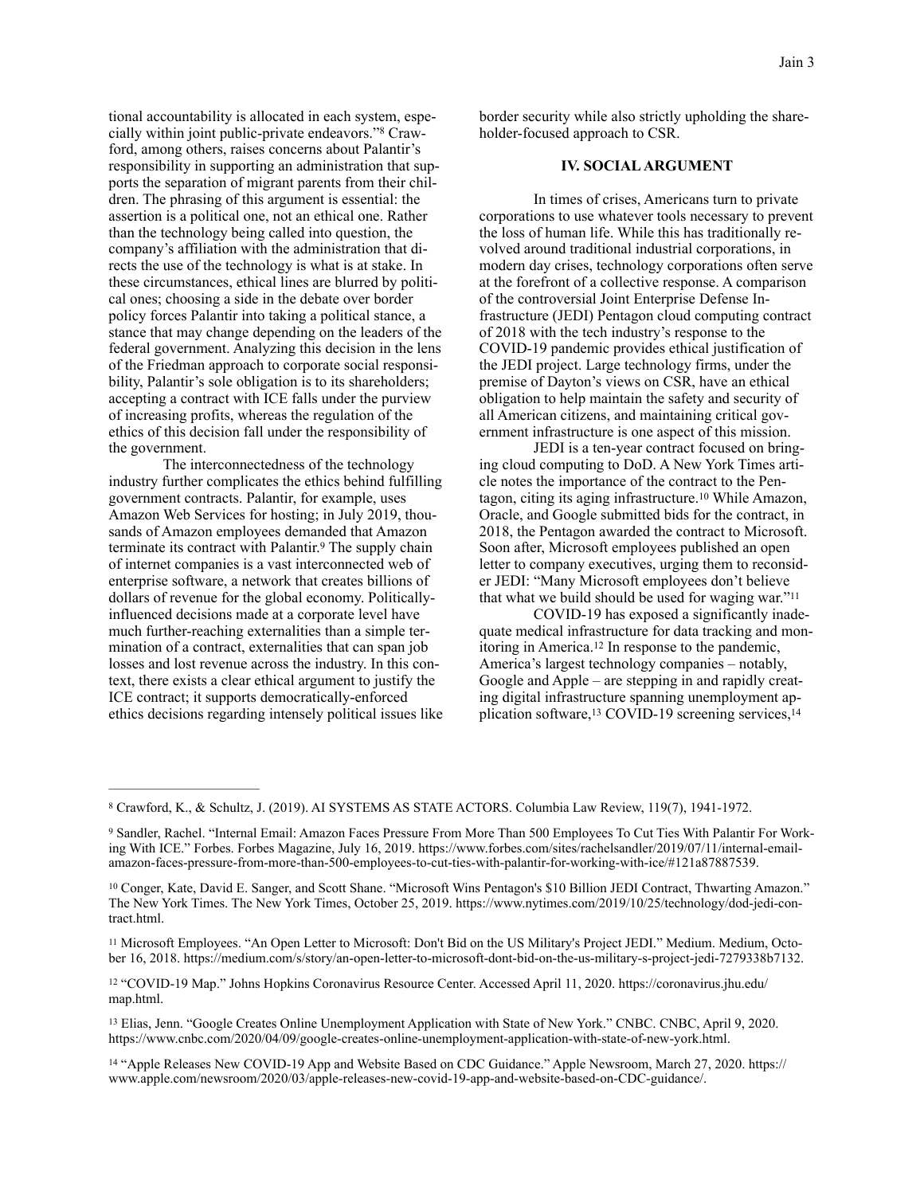tional accountability is allocated in each system, especially within joint public-private endeavors."[8] Crawford, among others, raises concerns about Palantir's responsibility in supporting an administration that supports the separation of migrant parents from their children. The phrasing of this argument is essential: the assertion is a political one, not an ethical one. Rather than the technology being called into question, the company's affiliation with the administration that directs the use of the technology is what is at stake. In these circumstances, ethical lines are blurred by political ones; choosing a side in the debate over border policy forces Palantir into taking a political stance, a stance that may change depending on the leaders of the federal government. Analyzing this decision in the lens of the Friedman approach to corporate social responsibility, Palantir's sole obligation is to its shareholders; accepting a contract with ICE falls under the purview of increasing profits, whereas the regulation of the ethics of this decision fall under the responsibility of the government.

The interconnectedness of the technology industry further complicates the ethics behind fulfilling government contracts. Palantir, for example, uses Amazon Web Services for hosting; in July 2019, thousands of Amazon employees demanded that Amazon terminate its contract with Palantir.[9] The supply chain of internet companies is a vast interconnected web of enterprise software, a network that creates billions of dollars of revenue for the global economy. Politically-influenced decisions made at a corporate level have much further-reaching externalities than a simple termination of a contract, externalities that can span job losses and lost revenue across the industry. In this context, there exists a clear ethical argument to justify the ICE contract; it supports democratically-enforced ethics decisions regarding intensely political issues like border security while also strictly upholding the shareholder-focused approach to CSR.

## IV. SOCIAL ARGUMENT

In times of crises, Americans turn to private corporations to use whatever tools necessary to prevent the loss of human life. While this has traditionally revolved around traditional industrial corporations, in modern day crises, technology corporations often serve at the forefront of a collective response. A comparison of the controversial Joint Enterprise Defense Infrastructure (JEDI) Pentagon cloud computing contract of 2018 with the tech industry's response to the COVID-19 pandemic provides ethical justification of the JEDI project. Large technology firms, under the premise of Dayton's views on CSR, have an ethical obligation to help maintain the safety and security of all American citizens, and maintaining critical government infrastructure is one aspect of this mission.

JEDI is a ten-year contract focused on bringing cloud computing to DoD. A New York Times article notes the importance of the contract to the Pentagon, citing its aging infrastructure.[10] While Amazon, Oracle, and Google submitted bids for the contract, in 2018, the Pentagon awarded the contract to Microsoft. Soon after, Microsoft employees published an open letter to company executives, urging them to reconsider JEDI: "Many Microsoft employees don't believe that what we build should be used for waging war."[11]

COVID-19 has exposed a significantly inadequate medical infrastructure for data tracking and monitoring in America.[12] In response to the pandemic, America's largest technology companies – notably, Google and Apple – are stepping in and rapidly creating digital infrastructure spanning unemployment application software,[13] COVID-19 screening services,[14]

---

[8] Crawford, K., & Schultz, J. (2019). AI SYSTEMS AS STATE ACTORS. Columbia Law Review, 119(7), 1941-1972.

[9] Sandler, Rachel. "Internal Email: Amazon Faces Pressure From More Than 500 Employees To Cut Ties With Palantir For Working With ICE." Forbes. Forbes Magazine, July 16, 2019. https://www.forbes.com/sites/rachelsandler/2019/07/11/internal-email-amazon-faces-pressure-from-more-than-500-employees-to-cut-ties-with-palantir-for-working-with-ice/#121a87887539.

[10] Conger, Kate, David E. Sanger, and Scott Shane. "Microsoft Wins Pentagon's $10 Billion JEDI Contract, Thwarting Amazon." The New York Times. The New York Times, October 25, 2019. https://www.nytimes.com/2019/10/25/technology/dod-jedi-contract.html.

[11] Microsoft Employees. "An Open Letter to Microsoft: Don't Bid on the US Military's Project JEDI." Medium. Medium, October 16, 2018. https://medium.com/s/story/an-open-letter-to-microsoft-dont-bid-on-the-us-military-s-project-jedi-7279338b7132.

[12] "COVID-19 Map." Johns Hopkins Coronavirus Resource Center. Accessed April 11, 2020. https://coronavirus.jhu.edu/map.html.

[13] Elias, Jenn. "Google Creates Online Unemployment Application with State of New York." CNBC. CNBC, April 9, 2020. https://www.cnbc.com/2020/04/09/google-creates-online-unemployment-application-with-state-of-new-york.html.

[14] "Apple Releases New COVID-19 App and Website Based on CDC Guidance." Apple Newsroom, March 27, 2020. https://www.apple.com/newsroom/2020/03/apple-releases-new-covid-19-app-and-website-based-on-CDC-guidance/.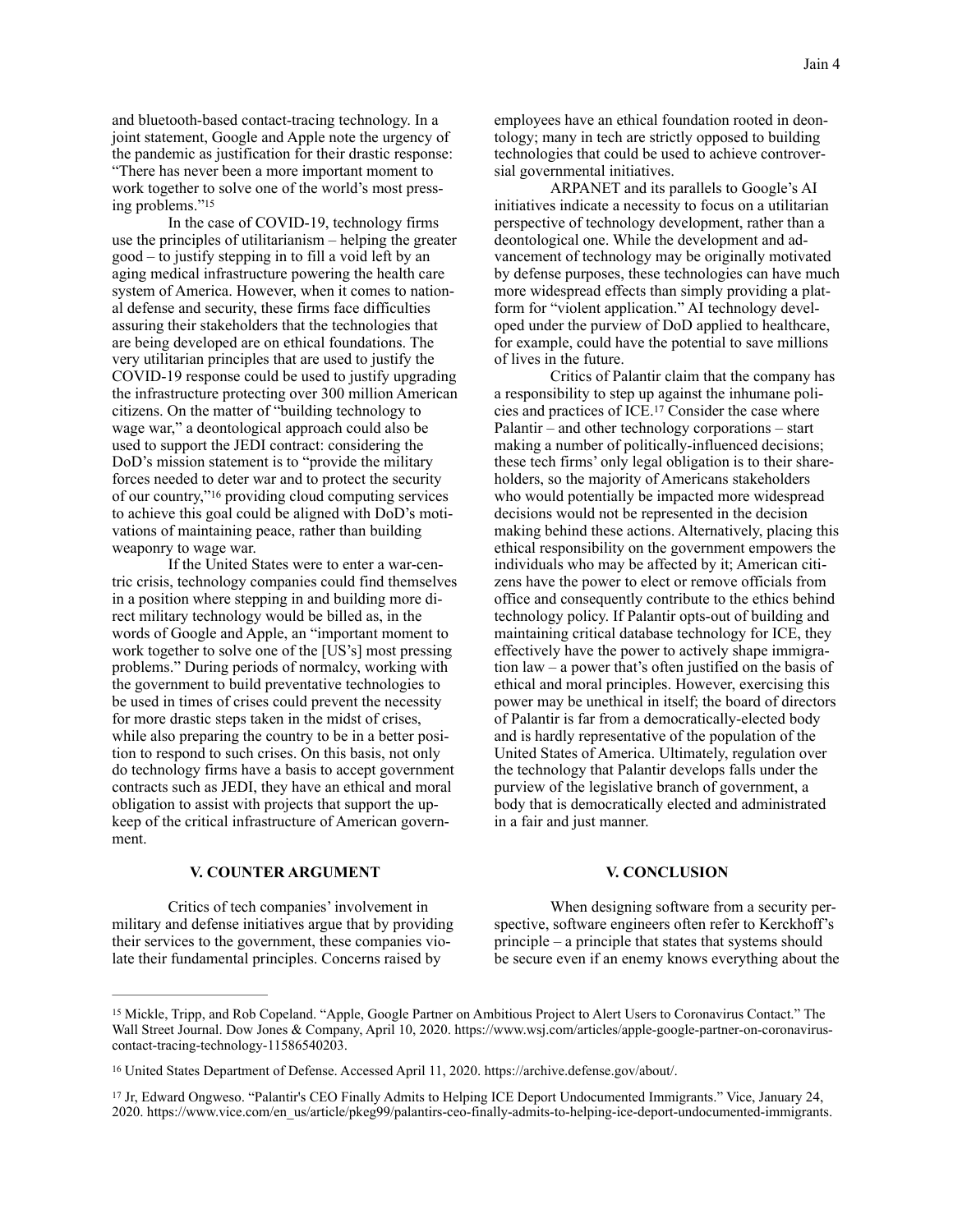and bluetooth-based contact-tracing technology. In a joint statement, Google and Apple note the urgency of the pandemic as justification for their drastic response: "There has never been a more important moment to work together to solve one of the world's most pressing problems."[15]

In the case of COVID-19, technology firms use the principles of utilitarianism – helping the greater good – to justify stepping in to fill a void left by an aging medical infrastructure powering the health care system of America. However, when it comes to national defense and security, these firms face difficulties assuring their stakeholders that the technologies that are being developed are on ethical foundations. The very utilitarian principles that are used to justify the COVID-19 response could be used to justify upgrading the infrastructure protecting over 300 million American citizens. On the matter of "building technology to wage war," a deontological approach could also be used to support the JEDI contract: considering the DoD's mission statement is to "provide the military forces needed to deter war and to protect the security of our country,"[16] providing cloud computing services to achieve this goal could be aligned with DoD's motivations of maintaining peace, rather than building weaponry to wage war.

If the United States were to enter a war-centric crisis, technology companies could find themselves in a position where stepping in and building more direct military technology would be billed as, in the words of Google and Apple, an "important moment to work together to solve one of the [US's] most pressing problems." During periods of normalcy, working with the government to build preventative technologies to be used in times of crises could prevent the necessity for more drastic steps taken in the midst of crises, while also preparing the country to be in a better position to respond to such crises. On this basis, not only do technology firms have a basis to accept government contracts such as JEDI, they have an ethical and moral obligation to assist with projects that support the upkeep of the critical infrastructure of American government.

## V. COUNTER ARGUMENT

Critics of tech companies' involvement in military and defense initiatives argue that by providing their services to the government, these companies violate their fundamental principles. Concerns raised by employees have an ethical foundation rooted in deontology; many in tech are strictly opposed to building technologies that could be used to achieve controversial governmental initiatives.

ARPANET and its parallels to Google's AI initiatives indicate a necessity to focus on a utilitarian perspective of technology development, rather than a deontological one. While the development and advancement of technology may be originally motivated by defense purposes, these technologies can have much more widespread effects than simply providing a platform for "violent application." AI technology developed under the purview of DoD applied to healthcare, for example, could have the potential to save millions of lives in the future.

Critics of Palantir claim that the company has a responsibility to step up against the inhumane policies and practices of ICE.[17] Consider the case where Palantir – and other technology corporations – start making a number of politically-influenced decisions; these tech firms' only legal obligation is to their shareholders, so the majority of Americans stakeholders who would potentially be impacted more widespread decisions would not be represented in the decision making behind these actions. Alternatively, placing this ethical responsibility on the government empowers the individuals who may be affected by it; American citizens have the power to elect or remove officials from office and consequently contribute to the ethics behind technology policy. If Palantir opts-out of building and maintaining critical database technology for ICE, they effectively have the power to actively shape immigration law – a power that's often justified on the basis of ethical and moral principles. However, exercising this power may be unethical in itself; the board of directors of Palantir is far from a democratically-elected body and is hardly representative of the population of the United States of America. Ultimately, regulation over the technology that Palantir develops falls under the purview of the legislative branch of government, a body that is democratically elected and administrated in a fair and just manner.

## V. CONCLUSION

When designing software from a security perspective, software engineers often refer to Kerckhoff's principle – a principle that states that systems should be secure even if an enemy knows everything about the

---

[15] Mickle, Tripp, and Rob Copeland. "Apple, Google Partner on Ambitious Project to Alert Users to Coronavirus Contact." The Wall Street Journal. Dow Jones & Company, April 10, 2020. https://www.wsj.com/articles/apple-google-partner-on-coronavirus-contact-tracing-technology-11586540203.

[16] United States Department of Defense. Accessed April 11, 2020. https://archive.defense.gov/about/.

[17] Jr, Edward Ongweso. "Palantir's CEO Finally Admits to Helping ICE Deport Undocumented Immigrants." Vice, January 24, 2020. https://www.vice.com/en_us/article/pkeg99/palantirs-ceo-finally-admits-to-helping-ice-deport-undocumented-immigrants.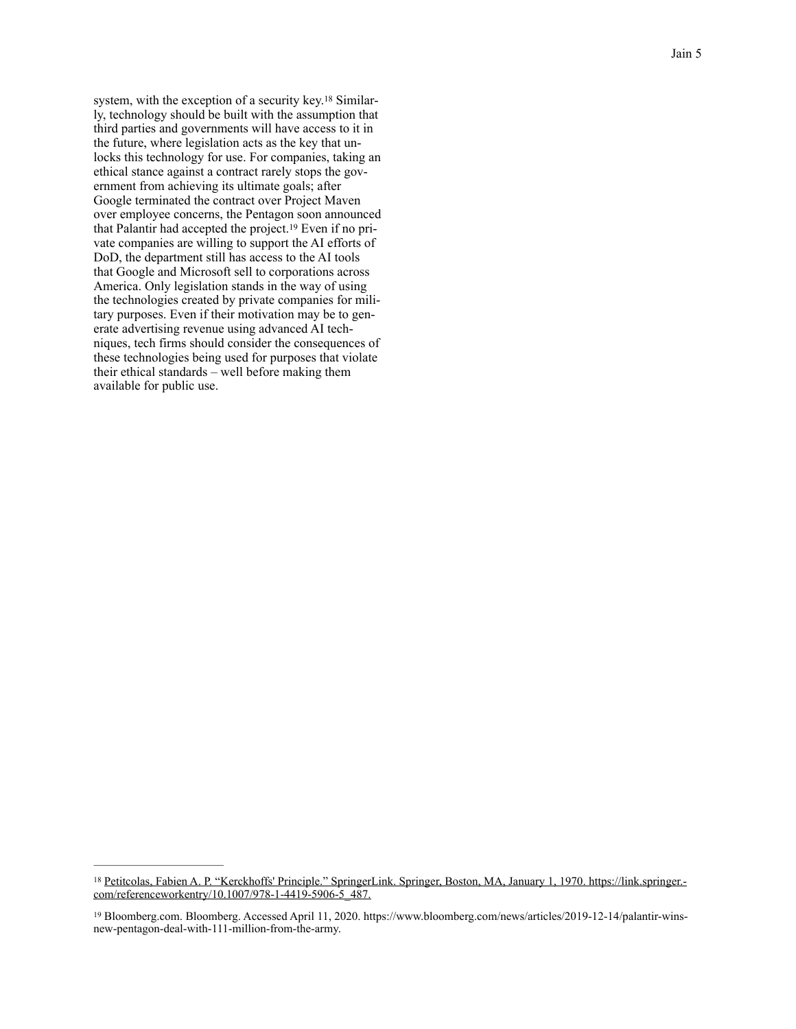system, with the exception of a security key.[18] Similarly, technology should be built with the assumption that third parties and governments will have access to it in the future, where legislation acts as the key that unlocks this technology for use. For companies, taking an ethical stance against a contract rarely stops the government from achieving its ultimate goals; after Google terminated the contract over Project Maven over employee concerns, the Pentagon soon announced that Palantir had accepted the project.[19] Even if no private companies are willing to support the AI efforts of DoD, the department still has access to the AI tools that Google and Microsoft sell to corporations across America. Only legislation stands in the way of using the technologies created by private companies for military purposes. Even if their motivation may be to generate advertising revenue using advanced AI techniques, tech firms should consider the consequences of these technologies being used for purposes that violate their ethical standards – well before making them available for public use.

---

[18] Petitcolas, Fabien A. P. "Kerckhoffs' Principle." SpringerLink. Springer, Boston, MA, January 1, 1970. https://link.springer.com/referenceworkentry/10.1007/978-1-4419-5906-5_487.

[19] Bloomberg.com. Bloomberg. Accessed April 11, 2020. https://www.bloomberg.com/news/articles/2019-12-14/palantir-wins-new-pentagon-deal-with-111-million-from-the-army.